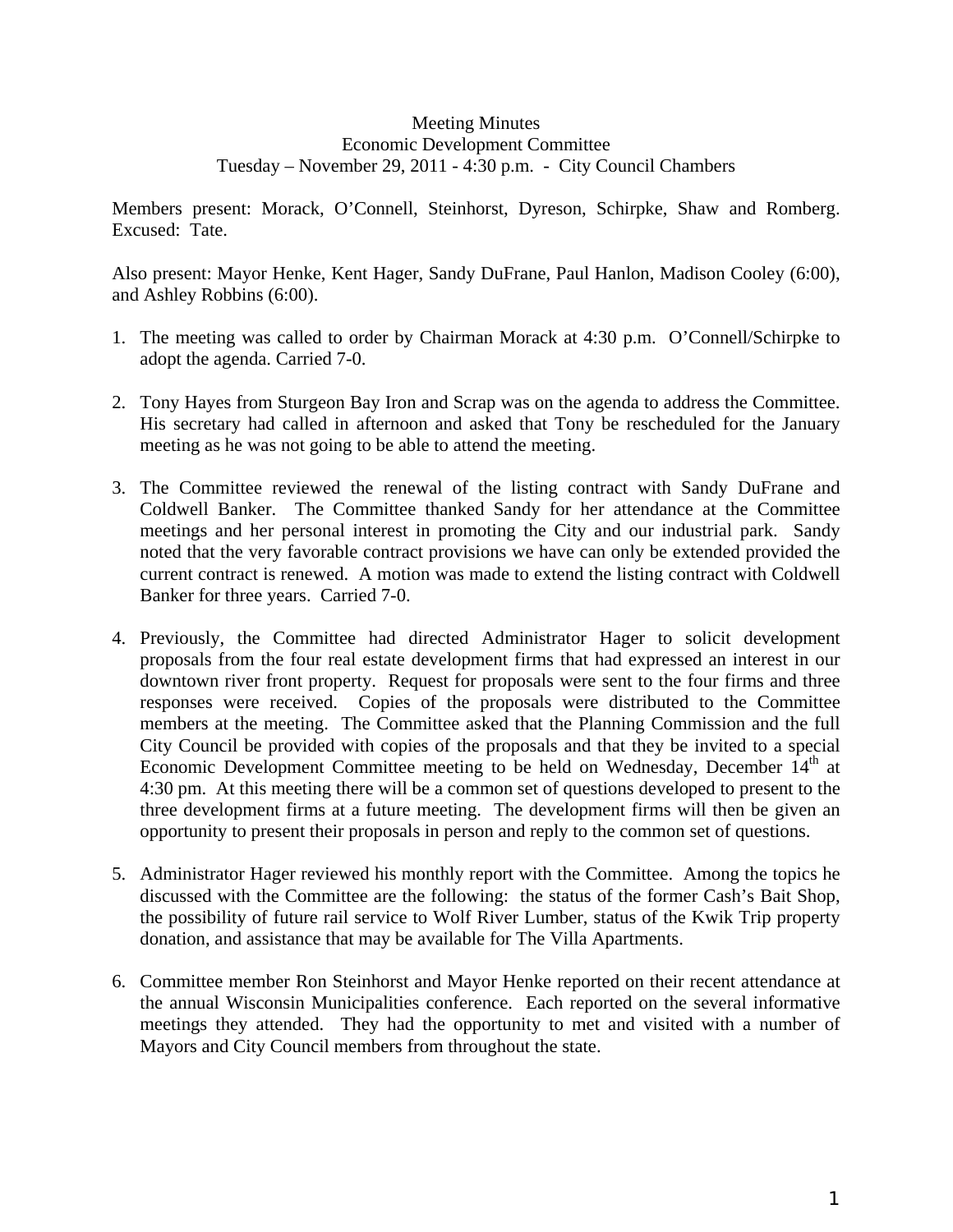Meeting Minutes
Economic Development Committee
Tuesday – November 29, 2011 - 4:30 p.m. - City Council Chambers

Members present: Morack, O'Connell, Steinhorst, Dyreson, Schirpke, Shaw and Romberg. Excused: Tate.

Also present: Mayor Henke, Kent Hager, Sandy DuFrane, Paul Hanlon, Madison Cooley (6:00), and Ashley Robbins (6:00).

1. The meeting was called to order by Chairman Morack at 4:30 p.m. O'Connell/Schirpke to adopt the agenda. Carried 7-0.

2. Tony Hayes from Sturgeon Bay Iron and Scrap was on the agenda to address the Committee. His secretary had called in afternoon and asked that Tony be rescheduled for the January meeting as he was not going to be able to attend the meeting.

3. The Committee reviewed the renewal of the listing contract with Sandy DuFrane and Coldwell Banker. The Committee thanked Sandy for her attendance at the Committee meetings and her personal interest in promoting the City and our industrial park. Sandy noted that the very favorable contract provisions we have can only be extended provided the current contract is renewed. A motion was made to extend the listing contract with Coldwell Banker for three years. Carried 7-0.

4. Previously, the Committee had directed Administrator Hager to solicit development proposals from the four real estate development firms that had expressed an interest in our downtown river front property. Request for proposals were sent to the four firms and three responses were received. Copies of the proposals were distributed to the Committee members at the meeting. The Committee asked that the Planning Commission and the full City Council be provided with copies of the proposals and that they be invited to a special Economic Development Committee meeting to be held on Wednesday, December 14th at 4:30 pm. At this meeting there will be a common set of questions developed to present to the three development firms at a future meeting. The development firms will then be given an opportunity to present their proposals in person and reply to the common set of questions.

5. Administrator Hager reviewed his monthly report with the Committee. Among the topics he discussed with the Committee are the following: the status of the former Cash's Bait Shop, the possibility of future rail service to Wolf River Lumber, status of the Kwik Trip property donation, and assistance that may be available for The Villa Apartments.

6. Committee member Ron Steinhorst and Mayor Henke reported on their recent attendance at the annual Wisconsin Municipalities conference. Each reported on the several informative meetings they attended. They had the opportunity to met and visited with a number of Mayors and City Council members from throughout the state.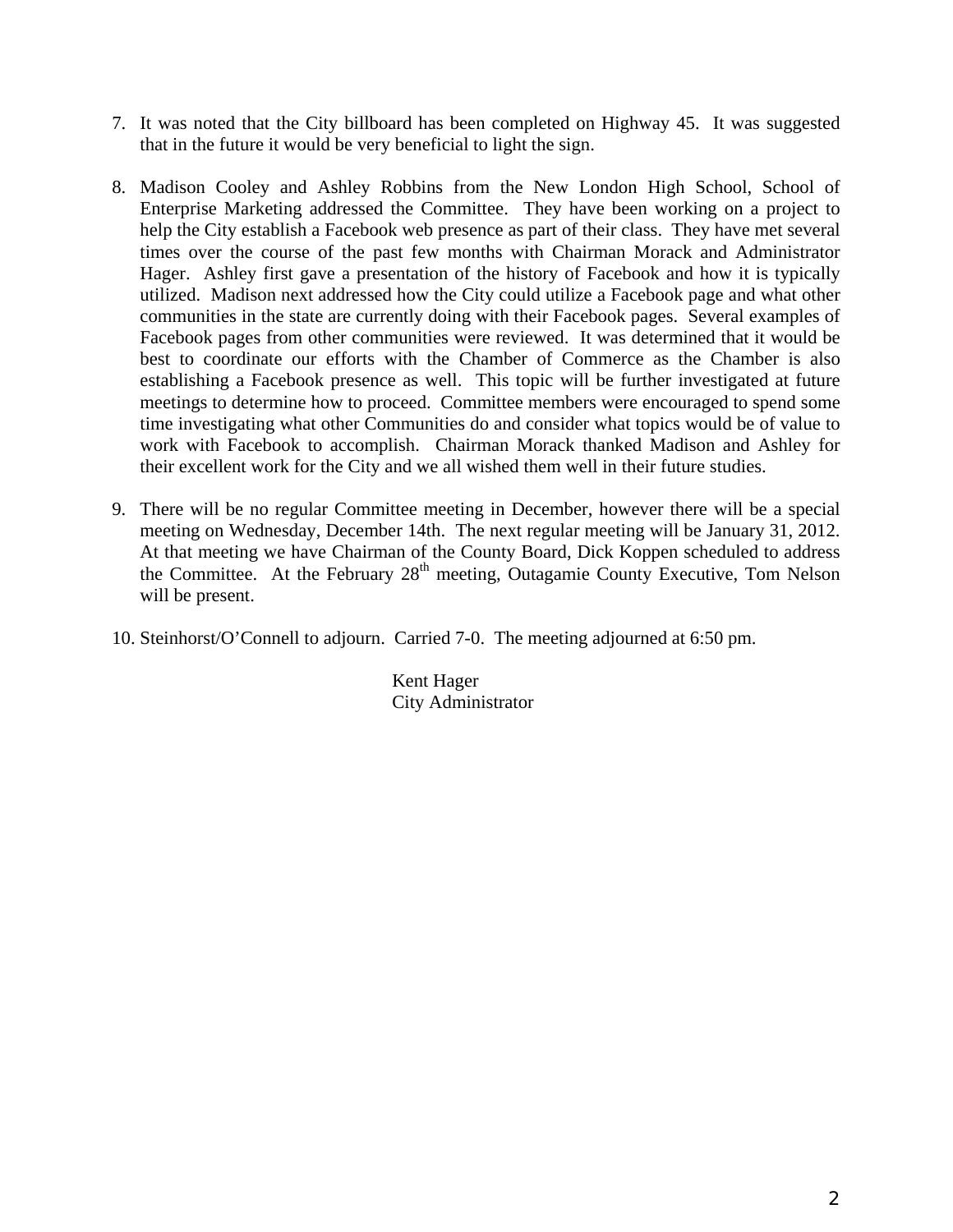7. It was noted that the City billboard has been completed on Highway 45. It was suggested that in the future it would be very beneficial to light the sign.

8. Madison Cooley and Ashley Robbins from the New London High School, School of Enterprise Marketing addressed the Committee. They have been working on a project to help the City establish a Facebook web presence as part of their class. They have met several times over the course of the past few months with Chairman Morack and Administrator Hager. Ashley first gave a presentation of the history of Facebook and how it is typically utilized. Madison next addressed how the City could utilize a Facebook page and what other communities in the state are currently doing with their Facebook pages. Several examples of Facebook pages from other communities were reviewed. It was determined that it would be best to coordinate our efforts with the Chamber of Commerce as the Chamber is also establishing a Facebook presence as well. This topic will be further investigated at future meetings to determine how to proceed. Committee members were encouraged to spend some time investigating what other Communities do and consider what topics would be of value to work with Facebook to accomplish. Chairman Morack thanked Madison and Ashley for their excellent work for the City and we all wished them well in their future studies.

9. There will be no regular Committee meeting in December, however there will be a special meeting on Wednesday, December 14th. The next regular meeting will be January 31, 2012. At that meeting we have Chairman of the County Board, Dick Koppen scheduled to address the Committee. At the February 28th meeting, Outagamie County Executive, Tom Nelson will be present.

10. Steinhorst/O'Connell to adjourn. Carried 7-0. The meeting adjourned at 6:50 pm.

Kent Hager
City Administrator